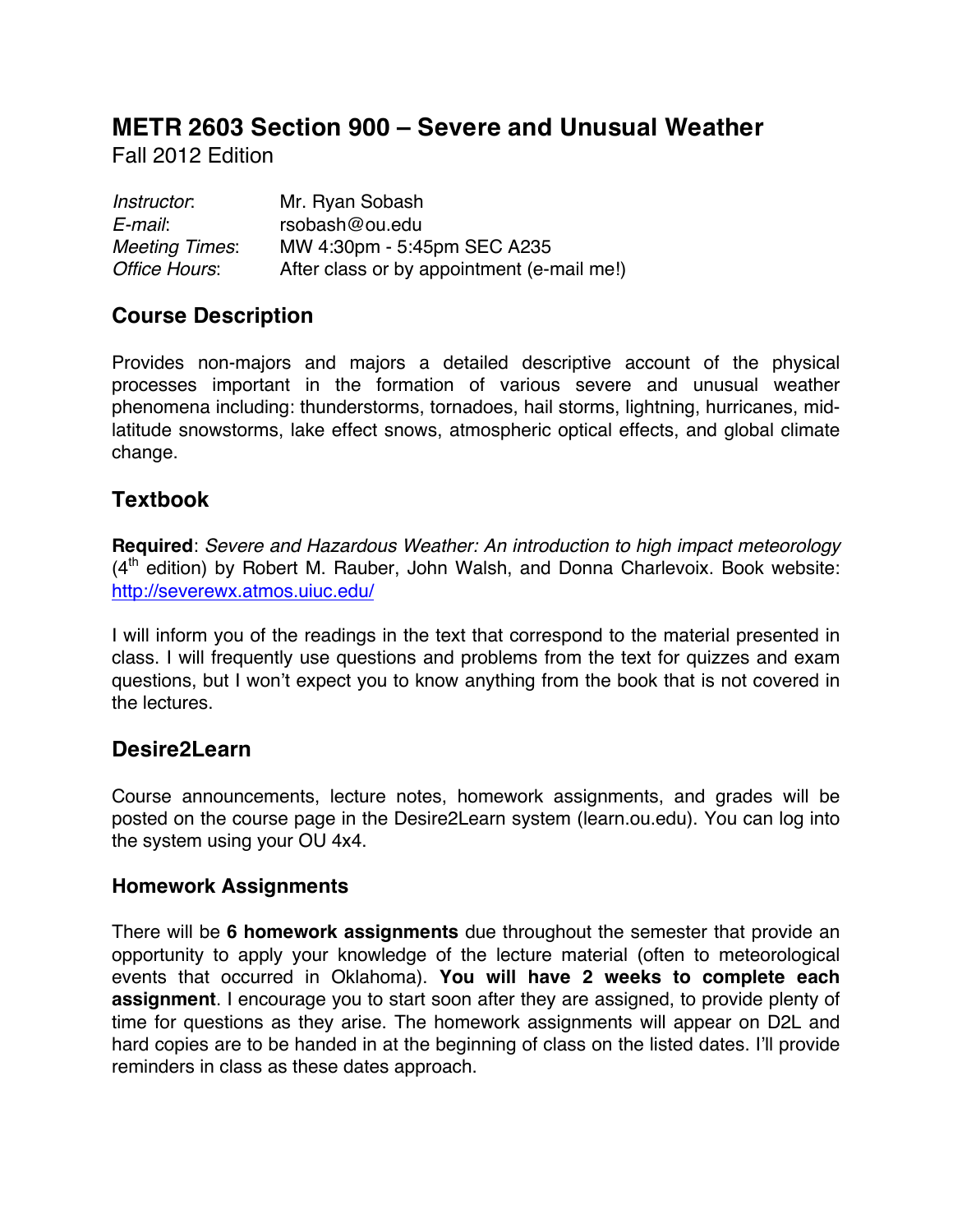# METR 2603 Section 900 – Severe and Unusual Weather

Fall 2012 Edition

| | |
|---|---|
| *Instructor*: | Mr. Ryan Sobash |
| *E-mail*: | rsobash@ou.edu |
| *Meeting Times*: | MW 4:30pm - 5:45pm SEC A235 |
| *Office Hours*: | After class or by appointment (e-mail me!) |

## Course Description

Provides non-majors and majors a detailed descriptive account of the physical processes important in the formation of various severe and unusual weather phenomena including: thunderstorms, tornadoes, hail storms, lightning, hurricanes, mid-latitude snowstorms, lake effect snows, atmospheric optical effects, and global climate change.

## Textbook

**Required**: *Severe and Hazardous Weather: An introduction to high impact meteorology* (4th edition) by Robert M. Rauber, John Walsh, and Donna Charlevoix. Book website: http://severewx.atmos.uiuc.edu/

I will inform you of the readings in the text that correspond to the material presented in class. I will frequently use questions and problems from the text for quizzes and exam questions, but I won't expect you to know anything from the book that is not covered in the lectures.

## Desire2Learn

Course announcements, lecture notes, homework assignments, and grades will be posted on the course page in the Desire2Learn system (learn.ou.edu). You can log into the system using your OU 4x4.

### Homework Assignments

There will be **6 homework assignments** due throughout the semester that provide an opportunity to apply your knowledge of the lecture material (often to meteorological events that occurred in Oklahoma). **You will have 2 weeks to complete each assignment**. I encourage you to start soon after they are assigned, to provide plenty of time for questions as they arise. The homework assignments will appear on D2L and hard copies are to be handed in at the beginning of class on the listed dates. I'll provide reminders in class as these dates approach.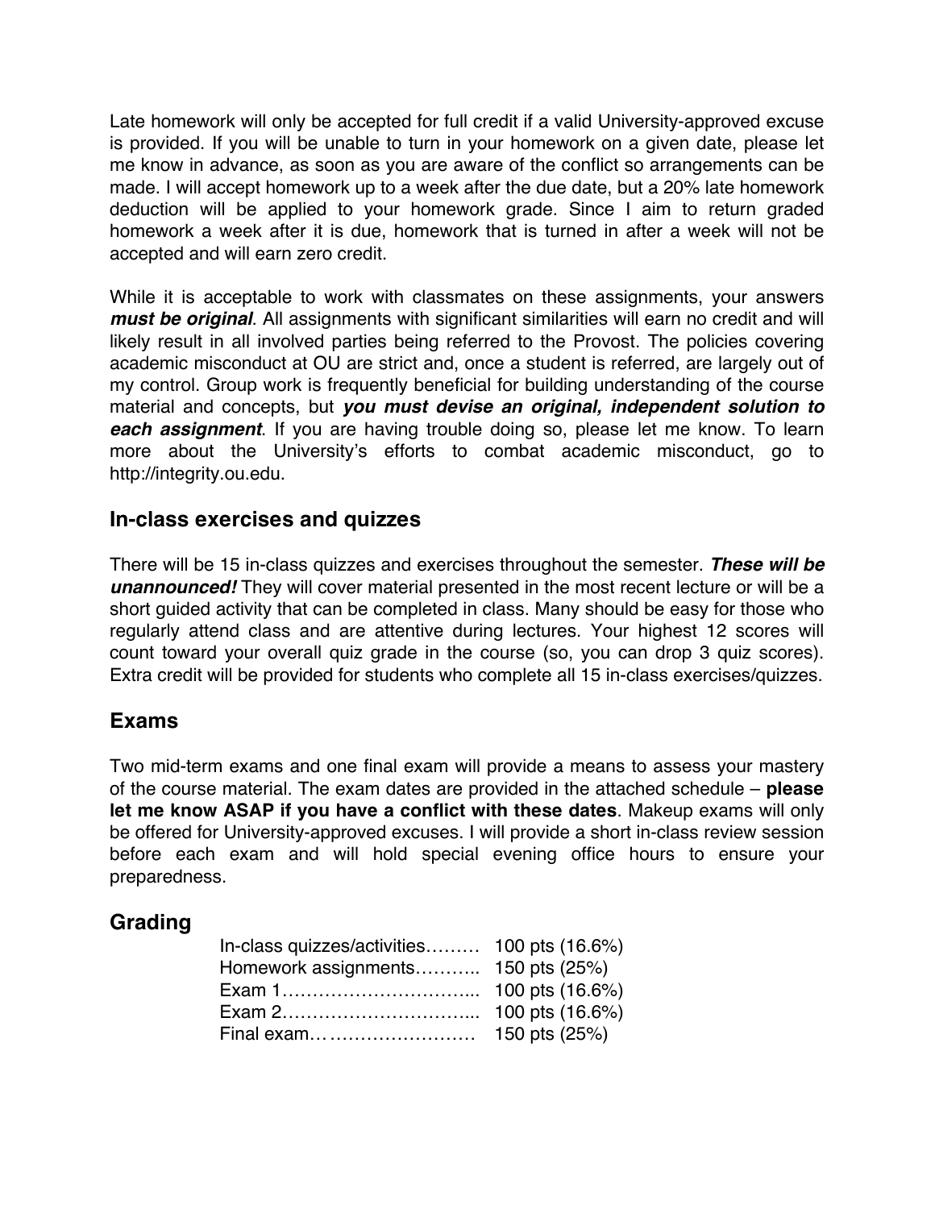Late homework will only be accepted for full credit if a valid University-approved excuse is provided. If you will be unable to turn in your homework on a given date, please let me know in advance, as soon as you are aware of the conflict so arrangements can be made. I will accept homework up to a week after the due date, but a 20% late homework deduction will be applied to your homework grade. Since I aim to return graded homework a week after it is due, homework that is turned in after a week will not be accepted and will earn zero credit.

While it is acceptable to work with classmates on these assignments, your answers ***must be original***. All assignments with significant similarities will earn no credit and will likely result in all involved parties being referred to the Provost. The policies covering academic misconduct at OU are strict and, once a student is referred, are largely out of my control. Group work is frequently beneficial for building understanding of the course material and concepts, but ***you must devise an original, independent solution to each assignment***. If you are having trouble doing so, please let me know. To learn more about the University's efforts to combat academic misconduct, go to http://integrity.ou.edu.

## In-class exercises and quizzes

There will be 15 in-class quizzes and exercises throughout the semester. ***These will be unannounced!*** They will cover material presented in the most recent lecture or will be a short guided activity that can be completed in class. Many should be easy for those who regularly attend class and are attentive during lectures. Your highest 12 scores will count toward your overall quiz grade in the course (so, you can drop 3 quiz scores). Extra credit will be provided for students who complete all 15 in-class exercises/quizzes.

## Exams

Two mid-term exams and one final exam will provide a means to assess your mastery of the course material. The exam dates are provided in the attached schedule – **please let me know ASAP if you have a conflict with these dates**. Makeup exams will only be offered for University-approved excuses. I will provide a short in-class review session before each exam and will hold special evening office hours to ensure your preparedness.

## Grading

| | |
|---|---|
| In-class quizzes/activities……… | 100 pts (16.6%) |
| Homework assignments……….. | 150 pts (25%) |
| Exam 1…………………………... | 100 pts (16.6%) |
| Exam 2…………………………... | 100 pts (16.6%) |
| Final exam…………………….. | 150 pts (25%) |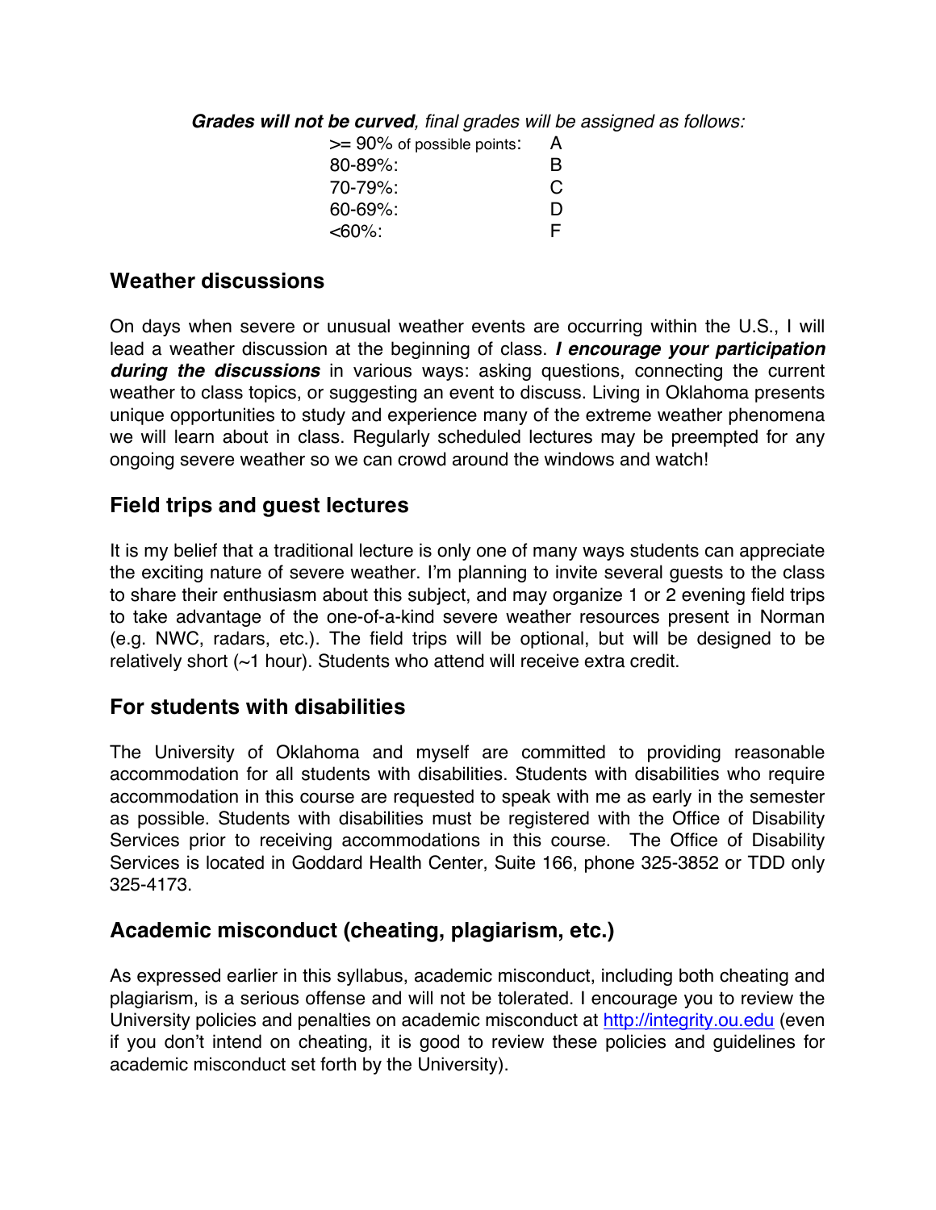***Grades will not be curved**, final grades will be assigned as follows:*

| | |
|---|---|
| >= 90% of possible points: | A |
| 80-89%: | B |
| 70-79%: | C |
| 60-69%: | D |
| <60%: | F |

## Weather discussions

On days when severe or unusual weather events are occurring within the U.S., I will lead a weather discussion at the beginning of class. ***I encourage your participation during the discussions*** in various ways: asking questions, connecting the current weather to class topics, or suggesting an event to discuss. Living in Oklahoma presents unique opportunities to study and experience many of the extreme weather phenomena we will learn about in class. Regularly scheduled lectures may be preempted for any ongoing severe weather so we can crowd around the windows and watch!

## Field trips and guest lectures

It is my belief that a traditional lecture is only one of many ways students can appreciate the exciting nature of severe weather. I'm planning to invite several guests to the class to share their enthusiasm about this subject, and may organize 1 or 2 evening field trips to take advantage of the one-of-a-kind severe weather resources present in Norman (e.g. NWC, radars, etc.). The field trips will be optional, but will be designed to be relatively short (~1 hour). Students who attend will receive extra credit.

## For students with disabilities

The University of Oklahoma and myself are committed to providing reasonable accommodation for all students with disabilities. Students with disabilities who require accommodation in this course are requested to speak with me as early in the semester as possible. Students with disabilities must be registered with the Office of Disability Services prior to receiving accommodations in this course. The Office of Disability Services is located in Goddard Health Center, Suite 166, phone 325-3852 or TDD only 325-4173.

## Academic misconduct (cheating, plagiarism, etc.)

As expressed earlier in this syllabus, academic misconduct, including both cheating and plagiarism, is a serious offense and will not be tolerated. I encourage you to review the University policies and penalties on academic misconduct at http://integrity.ou.edu (even if you don't intend on cheating, it is good to review these policies and guidelines for academic misconduct set forth by the University).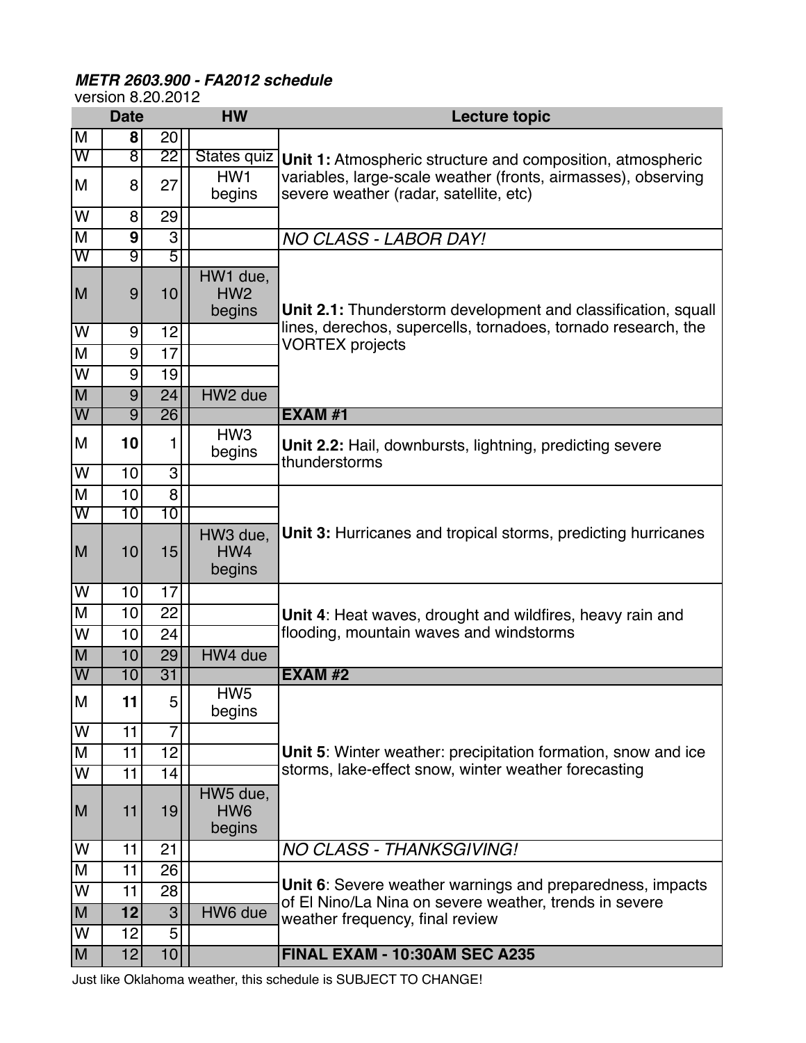***METR 2603.900 - FA2012 schedule***

version 8.20.2012

| Date | | | | HW | Lecture topic |
|---|---|---|---|---|---|
| M | **8** | 20 | | | **Unit 1:** Atmospheric structure and composition, atmospheric variables, large-scale weather (fronts, airmasses), observing severe weather (radar, satellite, etc) |
| W | 8 | 22 | | States quiz | |
| M | 8 | 27 | | HW1 begins | |
| W | 8 | 29 | | | |
| M | **9** | 3 | | | *NO CLASS - LABOR DAY!* |
| W | 9 | 5 | | | **Unit 2.1:** Thunderstorm development and classification, squall lines, derechos, supercells, tornadoes, tornado research, the VORTEX projects |
| M | 9 | 10 | | HW1 due, HW2 begins | |
| W | 9 | 12 | | | |
| M | 9 | 17 | | | |
| W | 9 | 19 | | | |
| M | 9 | 24 | | HW2 due | |
| W | 9 | 26 | | | **EXAM #1** |
| M | **10** | 1 | | HW3 begins | **Unit 2.2:** Hail, downbursts, lightning, predicting severe thunderstorms |
| W | 10 | 3 | | | |
| M | 10 | 8 | | | **Unit 3:** Hurricanes and tropical storms, predicting hurricanes |
| W | 10 | 10 | | | |
| M | 10 | 15 | | HW3 due, HW4 begins | |
| W | 10 | 17 | | | **Unit 4**: Heat waves, drought and wildfires, heavy rain and flooding, mountain waves and windstorms |
| M | 10 | 22 | | | |
| W | 10 | 24 | | | |
| M | 10 | 29 | | HW4 due | |
| W | 10 | 31 | | | **EXAM #2** |
| M | **11** | 5 | | HW5 begins | **Unit 5**: Winter weather: precipitation formation, snow and ice storms, lake-effect snow, winter weather forecasting |
| W | 11 | 7 | | | |
| M | 11 | 12 | | | |
| W | 11 | 14 | | | |
| M | 11 | 19 | | HW5 due, HW6 begins | |
| W | 11 | 21 | | | *NO CLASS - THANKSGIVING!* |
| M | 11 | 26 | | | **Unit 6**: Severe weather warnings and preparedness, impacts of El Nino/La Nina on severe weather, trends in severe weather frequency, final review |
| W | 11 | 28 | | | |
| M | **12** | 3 | | HW6 due | |
| W | 12 | 5 | | | |
| M | 12 | 10 | | | **FINAL EXAM - 10:30AM SEC A235** |

Just like Oklahoma weather, this schedule is SUBJECT TO CHANGE!